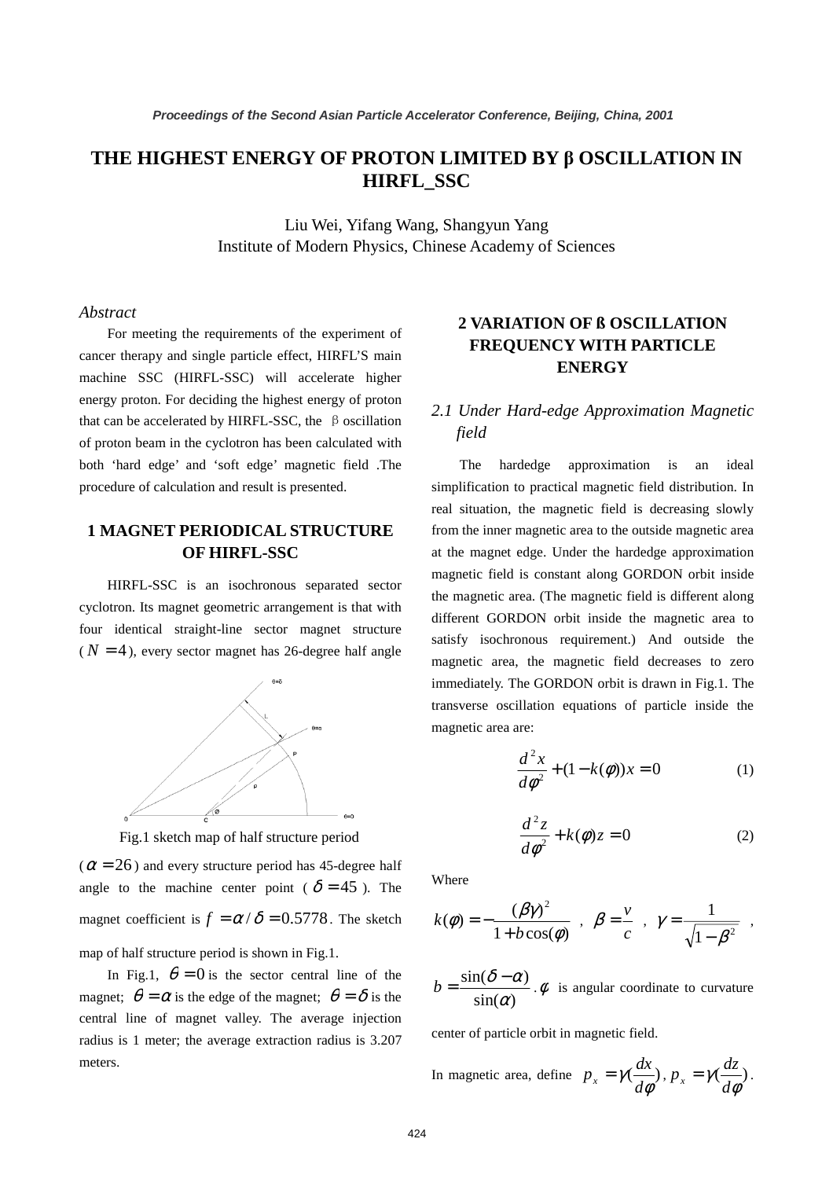# THE HIGHEST ENERGY OF PROTON LIMITED BY β OSCILLATION IN HIRFL_SSC

Liu Wei, Yifang Wang, Shangyun Yang
Institute of Modern Physics, Chinese Academy of Sciences

### *Abstract*

For meeting the requirements of the experiment of cancer therapy and single particle effect, HIRFL'S main machine SSC (HIRFL-SSC) will accelerate higher energy proton. For deciding the highest energy of proton that can be accelerated by HIRFL-SSC, the β oscillation of proton beam in the cyclotron has been calculated with both 'hard edge' and 'soft edge' magnetic field .The procedure of calculation and result is presented.

## 1 MAGNET PERIODICAL STRUCTURE OF HIRFL-SSC

HIRFL-SSC is an isochronous separated sector cyclotron. Its magnet geometric arrangement is that with four identical straight-line sector magnet structure ($N = 4$), every sector magnet has 26-degree half angle

Fig.1 sketch map of half structure period

($\alpha = 26$) and every structure period has 45-degree half angle to the machine center point ($\delta = 45$). The magnet coefficient is $f = \alpha / \delta = 0.5778$. The sketch map of half structure period is shown in Fig.1.

In Fig.1, $\theta = 0$ is the sector central line of the magnet; $\theta = \alpha$ is the edge of the magnet; $\theta = \delta$ is the central line of magnet valley. The average injection radius is 1 meter; the average extraction radius is 3.207 meters.

## 2 VARIATION OF ß OSCILLATION FREQUENCY WITH PARTICLE ENERGY

### *2.1 Under Hard-edge Approximation Magnetic field*

The hardedge approximation is an ideal simplification to practical magnetic field distribution. In real situation, the magnetic field is decreasing slowly from the inner magnetic area to the outside magnetic area at the magnet edge. Under the hardedge approximation magnetic field is constant along GORDON orbit inside the magnetic area. (The magnetic field is different along different GORDON orbit inside the magnetic area to satisfy isochronous requirement.) And outside the magnetic area, the magnetic field decreases to zero immediately. The GORDON orbit is drawn in Fig.1. The transverse oscillation equations of particle inside the magnetic area are:

$$\frac{d^2x}{d\phi^2} + (1 - k(\phi))x = 0 \tag{1}$$

$$\frac{d^2z}{d\phi^2} + k(\phi)z = 0 \tag{2}$$

Where

$$k(\phi) = -\frac{(\beta\gamma)^2}{1 + b\cos(\phi)} \ , \ \ \beta = \frac{v}{c} \ , \ \ \gamma = \frac{1}{\sqrt{1-\beta^2}} \ ,$$

$b = \frac{\sin(\delta - \alpha)}{\sin(\alpha)}$. $\phi$ is angular coordinate to curvature center of particle orbit in magnetic field.

In magnetic area, define $p_x = \gamma(\frac{dx}{d\phi})$, $p_x = \gamma(\frac{dz}{d\phi})$.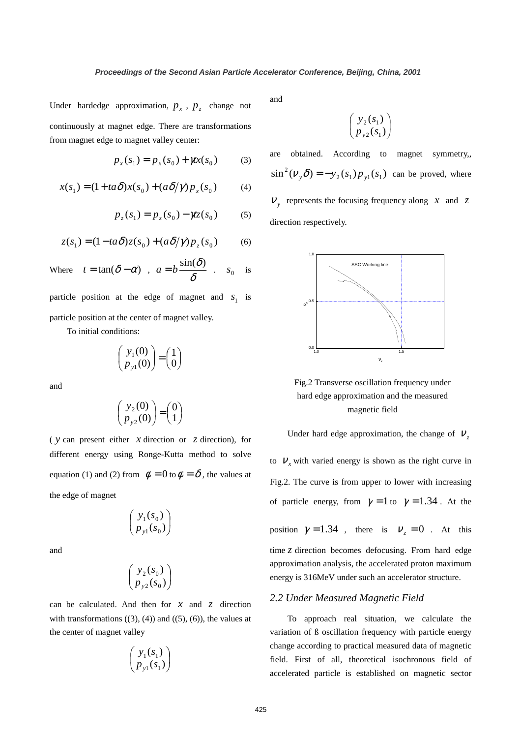Under hardedge approximation, $p_x$, $p_z$ change not continuously at magnet edge. There are transformations from magnet edge to magnet valley center:

$$p_x(s_1) = p_x(s_0) + \gamma t x(s_0) \qquad (3)$$

$$x(s_1) = (1 + ta\delta)x(s_0) + (a\delta/\gamma)p_x(s_0) \qquad (4)$$

$$p_z(s_1) = p_z(s_0) - \gamma t z(s_0) \qquad (5)$$

$$z(s_1) = (1 - ta\delta)z(s_0) + (a\delta/\gamma)p_z(s_0) \qquad (6)$$

Where $t = \tan(\delta - \alpha)$, $a = b\frac{\sin(\delta)}{\delta}$. $s_0$ is particle position at the edge of magnet and $s_1$ is particle position at the center of magnet valley.

To initial conditions:

$$\begin{pmatrix} y_1(0) \\ p_{y1}(0) \end{pmatrix} = \begin{pmatrix} 1 \\ 0 \end{pmatrix}$$

and

$$\begin{pmatrix} y_2(0) \\ p_{y2}(0) \end{pmatrix} = \begin{pmatrix} 0 \\ 1 \end{pmatrix}$$

($y$ can present either $x$ direction or $z$ direction), for different energy using Ronge-Kutta method to solve equation (1) and (2) from $\phi = 0$ to $\phi = \delta$, the values at the edge of magnet

$$\begin{pmatrix} y_1(s_0) \\ p_{y1}(s_0) \end{pmatrix}$$

and

$$\begin{pmatrix} y_2(s_0) \\ p_{y2}(s_0) \end{pmatrix}$$

can be calculated. And then for $x$ and $z$ direction with transformations ((3), (4)) and ((5), (6)), the values at the center of magnet valley

$$\begin{pmatrix} y_1(s_1) \\ p_{y1}(s_1) \end{pmatrix}$$

and

$$\begin{pmatrix} y_2(s_1) \\ p_{y2}(s_1) \end{pmatrix}$$

are obtained. According to magnet symmetry,, $\sin^2(\nu_y \delta) = -y_2(s_1)p_{y1}(s_1)$ can be proved, where $\nu_y$ represents the focusing frequency along $x$ and $z$ direction respectively.

Fig.2 Transverse oscillation frequency under hard edge approximation and the measured magnetic field

Under hard edge approximation, the change of $\nu_z$ to $\nu_x$ with varied energy is shown as the right curve in Fig.2. The curve is from upper to lower with increasing of particle energy, from $\gamma = 1$ to $\gamma = 1.34$. At the position $\gamma = 1.34$, there is $\nu_z = 0$. At this time $z$ direction becomes defocusing. From hard edge approximation analysis, the accelerated proton maximum energy is 316MeV under such an accelerator structure.

### 2.2 Under Measured Magnetic Field

To approach real situation, we calculate the variation of ß oscillation frequency with particle energy change according to practical measured data of magnetic field. First of all, theoretical isochronous field of accelerated particle is established on magnetic sector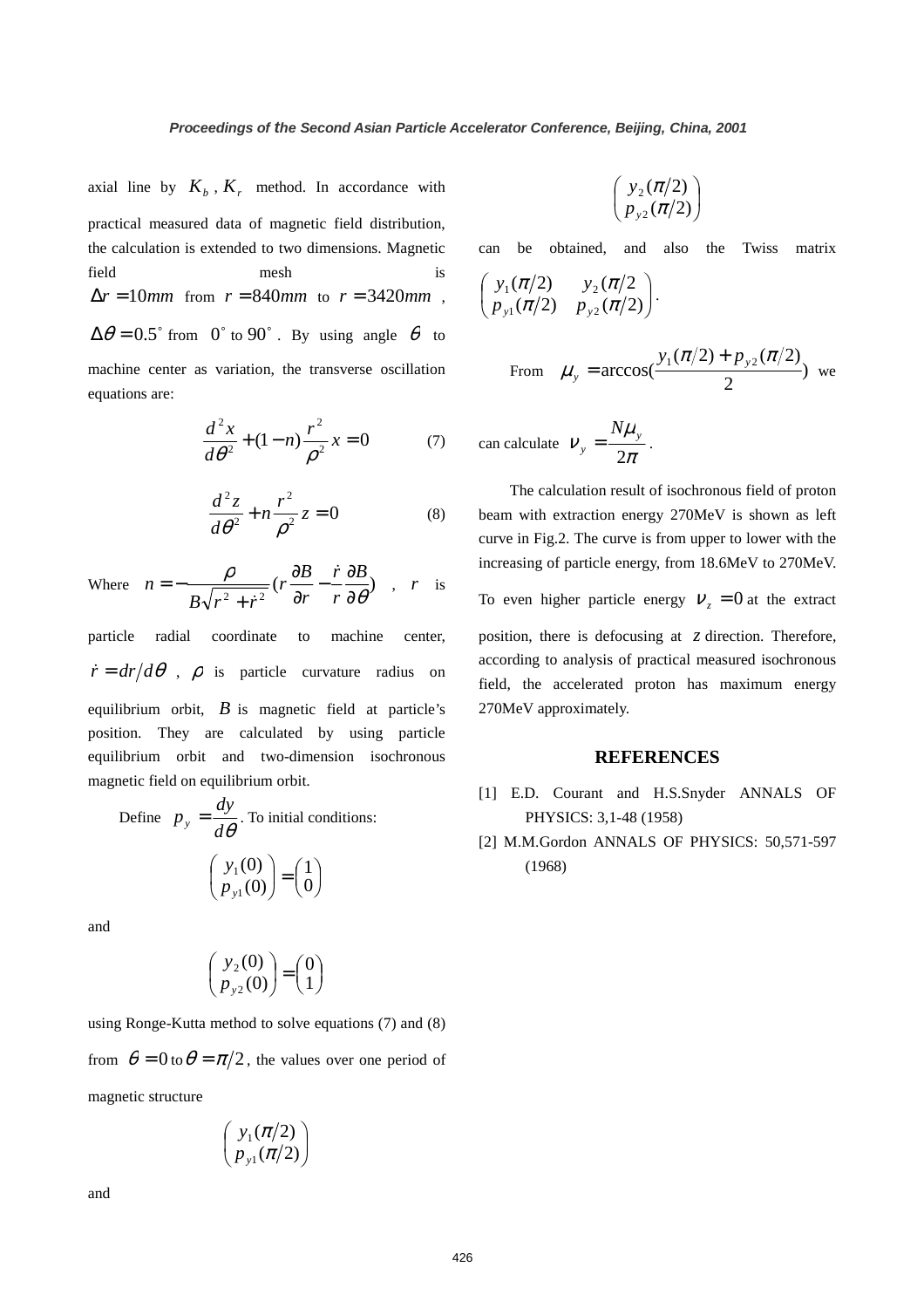axial line by $K_b$ , $K_r$ method. In accordance with practical measured data of magnetic field distribution, the calculation is extended to two dimensions. Magnetic field mesh is $\Delta r = 10mm$ from $r = 840mm$ to $r = 3420mm$ , $\Delta\theta = 0.5^\circ$ from $0^\circ$ to $90^\circ$ . By using angle $\theta$ to machine center as variation, the transverse oscillation equations are:

$$\frac{d^2 x}{d\theta^2} + (1-n)\frac{r^2}{\rho^2} x = 0 \qquad (7)$$

$$\frac{d^2 z}{d\theta^2} + n\frac{r^2}{\rho^2} z = 0 \qquad (8)$$

Where $n = -\frac{\rho}{B\sqrt{r^2 + \dot{r}^2}}\left(r\frac{\partial B}{\partial r} - \frac{\dot{r}}{r}\frac{\partial B}{\partial \theta}\right)$ , $r$ is particle radial coordinate to machine center, $\dot{r} = dr/d\theta$ , $\rho$ is particle curvature radius on equilibrium orbit, $B$ is magnetic field at particle's position. They are calculated by using particle equilibrium orbit and two-dimension isochronous magnetic field on equilibrium orbit.

Define $p_y = \frac{dy}{d\theta}$. To initial conditions:

$$\begin{pmatrix} y_1(0) \\ p_{y1}(0) \end{pmatrix} = \begin{pmatrix} 1 \\ 0 \end{pmatrix}$$

and

$$\begin{pmatrix} y_2(0) \\ p_{y2}(0) \end{pmatrix} = \begin{pmatrix} 0 \\ 1 \end{pmatrix}$$

using Ronge-Kutta method to solve equations (7) and (8) from $\theta = 0$ to $\theta = \pi/2$, the values over one period of magnetic structure

$$\begin{pmatrix} y_1(\pi/2) \\ p_{y1}(\pi/2) \end{pmatrix}$$

and

$$\begin{pmatrix} y_2(\pi/2) \\ p_{y2}(\pi/2) \end{pmatrix}$$

can be obtained, and also the Twiss matrix $\begin{pmatrix} y_1(\pi/2) & y_2(\pi/2 \\ p_{y1}(\pi/2) & p_{y2}(\pi/2) \end{pmatrix}$.

From $\mu_y = \arccos\left(\frac{y_1(\pi/2) + p_{y2}(\pi/2)}{2}\right)$ we can calculate $\nu_y = \frac{N\mu_y}{2\pi}$ .

The calculation result of isochronous field of proton beam with extraction energy 270MeV is shown as left curve in Fig.2. The curve is from upper to lower with the increasing of particle energy, from 18.6MeV to 270MeV. To even higher particle energy $\nu_z = 0$ at the extract position, there is defocusing at $z$ direction. Therefore, according to analysis of practical measured isochronous field, the accelerated proton has maximum energy 270MeV approximately.

## REFERENCES

[1] E.D. Courant and H.S.Snyder ANNALS OF PHYSICS: 3,1-48 (1958)

[2] M.M.Gordon ANNALS OF PHYSICS: 50,571-597 (1968)